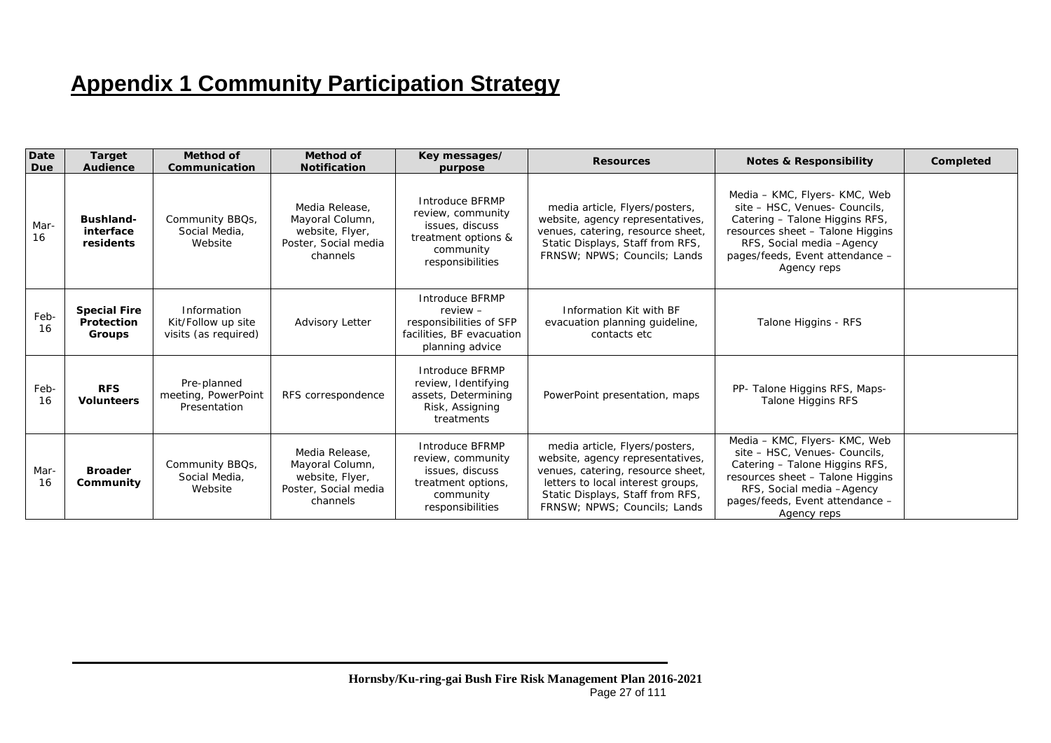# Appendix 1 Community Participation Strategy

| Date Due | Target Audience | Method of Communication | Method of Notification | Key messages/ purpose | Resources | Notes & Responsibility | Completed |
|---|---|---|---|---|---|---|---|
| Mar-16 | **Bushland-interface residents** | Community BBQs, Social Media, Website | Media Release, Mayoral Column, website, Flyer, Poster, Social media channels | Introduce BFRMP review, community issues, discuss treatment options & community responsibilities | media article, Flyers/posters, website, agency representatives, venues, catering, resource sheet, Static Displays, Staff from RFS, FRNSW; NPWS; Councils; Lands | Media – KMC, Flyers- KMC, Web site – HSC, Venues- Councils, Catering – Talone Higgins RFS, resources sheet – Talone Higgins RFS, Social media –Agency pages/feeds, Event attendance – Agency reps | |
| Feb-16 | **Special Fire Protection Groups** | Information Kit/Follow up site visits (as required) | Advisory Letter | Introduce BFRMP review – responsibilities of SFP facilities, BF evacuation planning advice | Information Kit with BF evacuation planning guideline, contacts etc | Talone Higgins - RFS | |
| Feb-16 | **RFS Volunteers** | Pre-planned meeting, PowerPoint Presentation | RFS correspondence | Introduce BFRMP review, Identifying assets, Determining Risk, Assigning treatments | PowerPoint presentation, maps | PP- Talone Higgins RFS, Maps- Talone Higgins RFS | |
| Mar-16 | **Broader Community** | Community BBQs, Social Media, Website | Media Release, Mayoral Column, website, Flyer, Poster, Social media channels | Introduce BFRMP review, community issues, discuss treatment options, community responsibilities | media article, Flyers/posters, website, agency representatives, venues, catering, resource sheet, letters to local interest groups, Static Displays, Staff from RFS, FRNSW; NPWS; Councils; Lands | Media – KMC, Flyers- KMC, Web site – HSC, Venues- Councils, Catering – Talone Higgins RFS, resources sheet – Talone Higgins RFS, Social media –Agency pages/feeds, Event attendance – Agency reps | |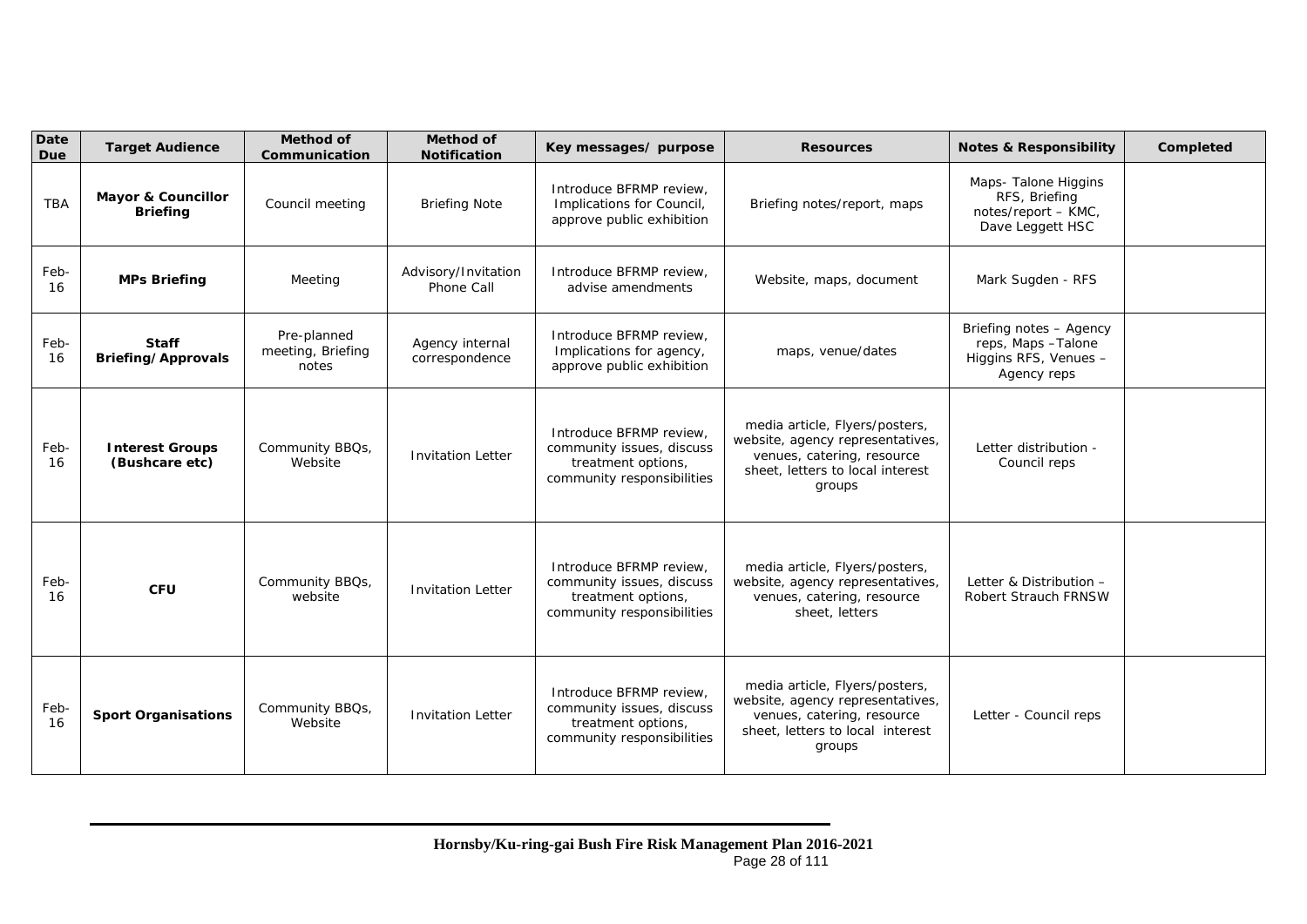| Date Due | Target Audience | Method of Communication | Method of Notification | Key messages/ purpose | Resources | Notes & Responsibility | Completed |
|---|---|---|---|---|---|---|---|
| TBA | **Mayor & Councillor Briefing** | Council meeting | Briefing Note | Introduce BFRMP review, Implications for Council, approve public exhibition | Briefing notes/report, maps | Maps- Talone Higgins RFS, Briefing notes/report – KMC, Dave Leggett HSC | |
| Feb-16 | **MPs Briefing** | Meeting | Advisory/Invitation Phone Call | Introduce BFRMP review, advise amendments | Website, maps, document | Mark Sugden - RFS | |
| Feb-16 | **Staff Briefing/Approvals** | Pre-planned meeting, Briefing notes | Agency internal correspondence | Introduce BFRMP review, Implications for agency, approve public exhibition | maps, venue/dates | Briefing notes – Agency reps, Maps –Talone Higgins RFS, Venues – Agency reps | |
| Feb-16 | **Interest Groups (Bushcare etc)** | Community BBQs, Website | Invitation Letter | Introduce BFRMP review, community issues, discuss treatment options, community responsibilities | media article, Flyers/posters, website, agency representatives, venues, catering, resource sheet, letters to local interest groups | Letter distribution - Council reps | |
| Feb-16 | **CFU** | Community BBQs, website | Invitation Letter | Introduce BFRMP review, community issues, discuss treatment options, community responsibilities | media article, Flyers/posters, website, agency representatives, venues, catering, resource sheet, letters | Letter & Distribution – Robert Strauch FRNSW | |
| Feb-16 | **Sport Organisations** | Community BBQs, Website | Invitation Letter | Introduce BFRMP review, community issues, discuss treatment options, community responsibilities | media article, Flyers/posters, website, agency representatives, venues, catering, resource sheet, letters to local interest groups | Letter - Council reps | |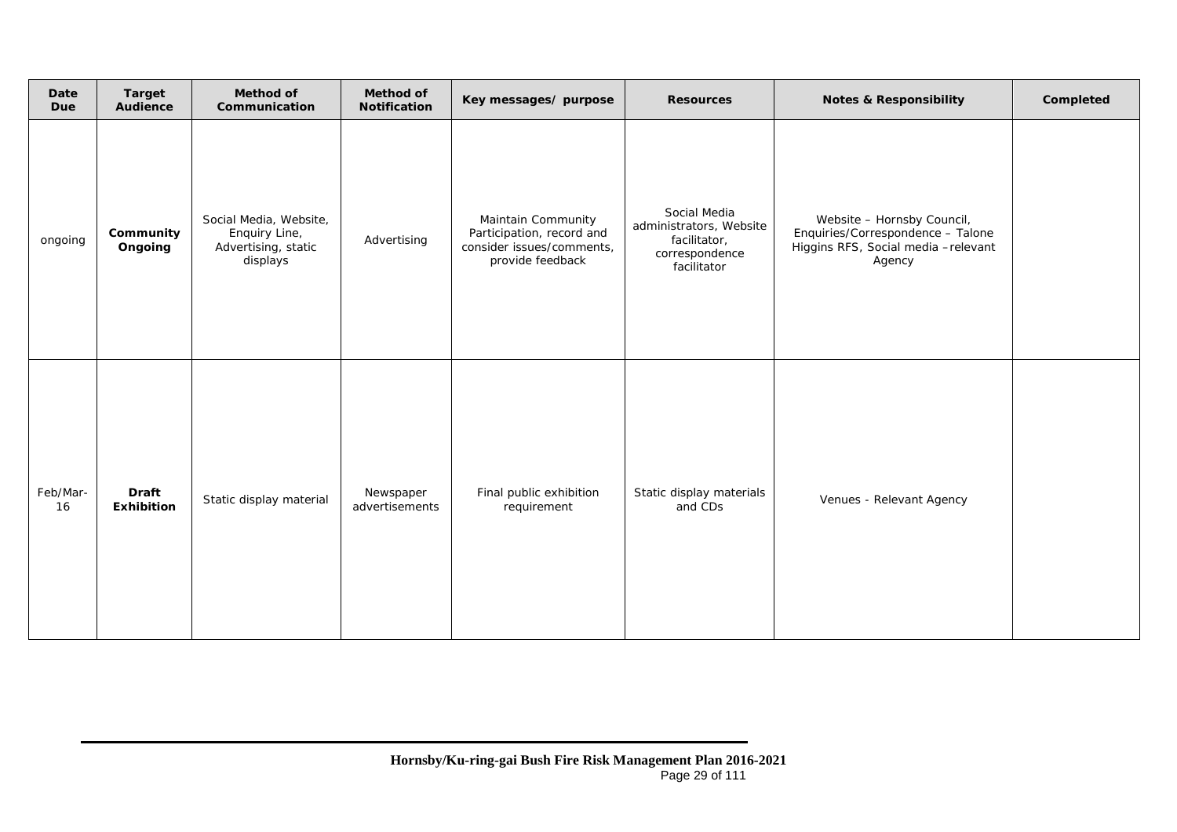| Date Due | Target Audience | Method of Communication | Method of Notification | Key messages/ purpose | Resources | Notes & Responsibility | Completed |
|---|---|---|---|---|---|---|---|
| ongoing | **Community Ongoing** | Social Media, Website, Enquiry Line, Advertising, static displays | Advertising | Maintain Community Participation, record and consider issues/comments, provide feedback | Social Media administrators, Website facilitator, correspondence facilitator | Website – Hornsby Council, Enquiries/Correspondence – Talone Higgins RFS, Social media –relevant Agency | |
| Feb/Mar-16 | **Draft Exhibition** | Static display material | Newspaper advertisements | Final public exhibition requirement | Static display materials and CDs | Venues - Relevant Agency | |